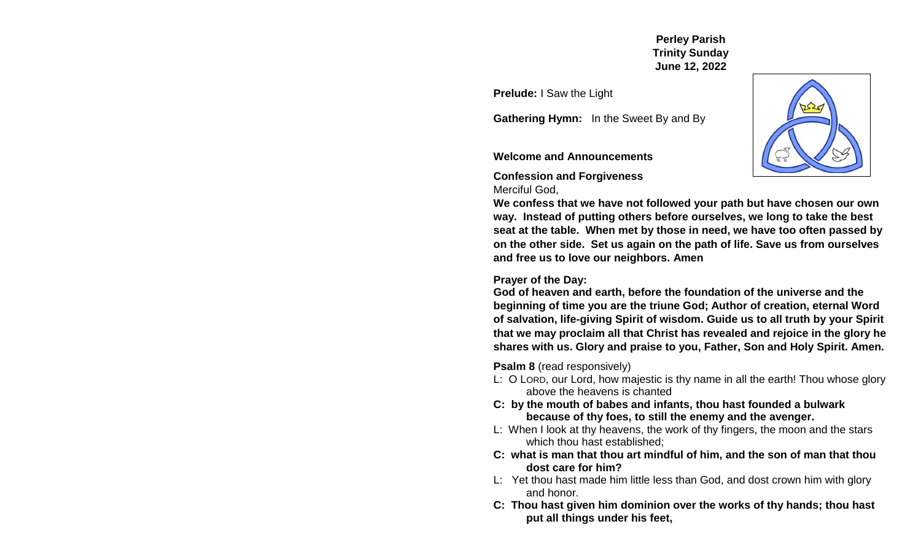**Perley Parish**
**Trinity Sunday**
**June 12, 2022**

**Prelude:** I Saw the Light

**Gathering Hymn:** In the Sweet By and By

**Welcome and Announcements**

**Confession and Forgiveness**

Merciful God,

**We confess that we have not followed your path but have chosen our own way. Instead of putting others before ourselves, we long to take the best seat at the table. When met by those in need, we have too often passed by on the other side. Set us again on the path of life. Save us from ourselves and free us to love our neighbors. Amen**

**Prayer of the Day:**

**God of heaven and earth, before the foundation of the universe and the beginning of time you are the triune God; Author of creation, eternal Word of salvation, life-giving Spirit of wisdom. Guide us to all truth by your Spirit that we may proclaim all that Christ has revealed and rejoice in the glory he shares with us. Glory and praise to you, Father, Son and Holy Spirit. Amen.**

**Psalm 8** (read responsively)

L: O LORD, our Lord, how majestic is thy name in all the earth! Thou whose glory above the heavens is chanted

**C: by the mouth of babes and infants, thou hast founded a bulwark because of thy foes, to still the enemy and the avenger.**

L: When I look at thy heavens, the work of thy fingers, the moon and the stars which thou hast established;

**C: what is man that thou art mindful of him, and the son of man that thou dost care for him?**

L: Yet thou hast made him little less than God, and dost crown him with glory and honor.

**C: Thou hast given him dominion over the works of thy hands; thou hast put all things under his feet,**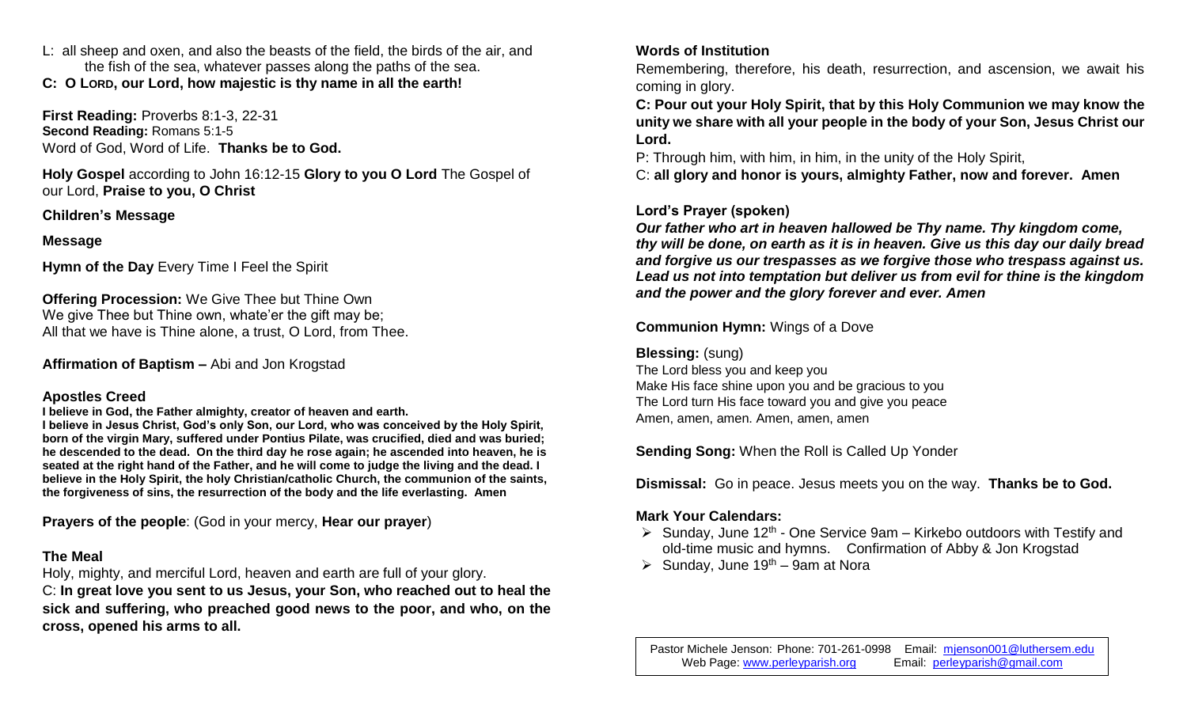L: all sheep and oxen, and also the beasts of the field, the birds of the air, and the fish of the sea, whatever passes along the paths of the sea.
**C: O LORD, our Lord, how majestic is thy name in all the earth!**

**First Reading:** Proverbs 8:1-3, 22-31
**Second Reading:** Romans 5:1-5
Word of God, Word of Life. **Thanks be to God.**

**Holy Gospel** according to John 16:12-15 **Glory to you O Lord** The Gospel of our Lord, **Praise to you, O Christ**

**Children's Message**

**Message**

**Hymn of the Day** Every Time I Feel the Spirit

**Offering Procession:** We Give Thee but Thine Own
We give Thee but Thine own, whate'er the gift may be;
All that we have is Thine alone, a trust, O Lord, from Thee.

**Affirmation of Baptism –** Abi and Jon Krogstad

**Apostles Creed**

**I believe in God, the Father almighty, creator of heaven and earth.**
**I believe in Jesus Christ, God's only Son, our Lord, who was conceived by the Holy Spirit, born of the virgin Mary, suffered under Pontius Pilate, was crucified, died and was buried; he descended to the dead. On the third day he rose again; he ascended into heaven, he is seated at the right hand of the Father, and he will come to judge the living and the dead. I believe in the Holy Spirit, the holy Christian/catholic Church, the communion of the saints, the forgiveness of sins, the resurrection of the body and the life everlasting. Amen**

**Prayers of the people**: (God in your mercy, **Hear our prayer**)

**The Meal**

Holy, mighty, and merciful Lord, heaven and earth are full of your glory.
C: **In great love you sent to us Jesus, your Son, who reached out to heal the sick and suffering, who preached good news to the poor, and who, on the cross, opened his arms to all.**

**Words of Institution**

Remembering, therefore, his death, resurrection, and ascension, we await his coming in glory.
**C: Pour out your Holy Spirit, that by this Holy Communion we may know the unity we share with all your people in the body of your Son, Jesus Christ our Lord.**
P: Through him, with him, in him, in the unity of the Holy Spirit,
C: **all glory and honor is yours, almighty Father, now and forever. Amen**

**Lord's Prayer (spoken)**

***Our father who art in heaven hallowed be Thy name. Thy kingdom come, thy will be done, on earth as it is in heaven. Give us this day our daily bread and forgive us our trespasses as we forgive those who trespass against us. Lead us not into temptation but deliver us from evil for thine is the kingdom and the power and the glory forever and ever. Amen***

**Communion Hymn:** Wings of a Dove

**Blessing:** (sung)
The Lord bless you and keep you
Make His face shine upon you and be gracious to you
The Lord turn His face toward you and give you peace
Amen, amen, amen. Amen, amen, amen

**Sending Song:** When the Roll is Called Up Yonder

**Dismissal:** Go in peace. Jesus meets you on the way. **Thanks be to God.**

**Mark Your Calendars:**

- Sunday, June 12th - One Service 9am – Kirkebo outdoors with Testify and old-time music and hymns. Confirmation of Abby & Jon Krogstad
- Sunday, June 19th – 9am at Nora

Pastor Michele Jenson: Phone: 701-261-0998 Email: mjenson001@luthersem.edu
Web Page: www.perleyparish.org Email: perleyparish@gmail.com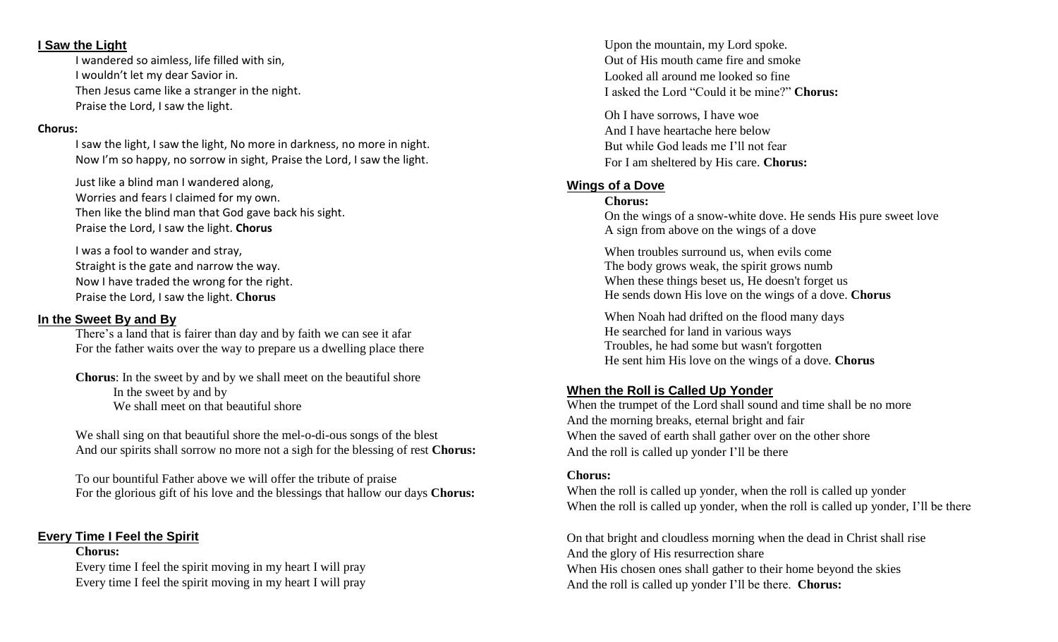## I Saw the Light

I wandered so aimless, life filled with sin,
I wouldn't let my dear Savior in.
Then Jesus came like a stranger in the night.
Praise the Lord, I saw the light.

**Chorus:**

I saw the light, I saw the light, No more in darkness, no more in night.
Now I'm so happy, no sorrow in sight, Praise the Lord, I saw the light.

Just like a blind man I wandered along,
Worries and fears I claimed for my own.
Then like the blind man that God gave back his sight.
Praise the Lord, I saw the light. **Chorus**

I was a fool to wander and stray,
Straight is the gate and narrow the way.
Now I have traded the wrong for the right.
Praise the Lord, I saw the light. **Chorus**

## In the Sweet By and By

There's a land that is fairer than day and by faith we can see it afar
For the father waits over the way to prepare us a dwelling place there

**Chorus**: In the sweet by and by we shall meet on the beautiful shore
In the sweet by and by
We shall meet on that beautiful shore

We shall sing on that beautiful shore the mel-o-di-ous songs of the blest
And our spirits shall sorrow no more not a sigh for the blessing of rest **Chorus:**

To our bountiful Father above we will offer the tribute of praise
For the glorious gift of his love and the blessings that hallow our days **Chorus:**

## Every Time I Feel the Spirit

**Chorus:**

Every time I feel the spirit moving in my heart I will pray
Every time I feel the spirit moving in my heart I will pray

Upon the mountain, my Lord spoke.
Out of His mouth came fire and smoke
Looked all around me looked so fine
I asked the Lord "Could it be mine?" **Chorus:**

Oh I have sorrows, I have woe
And I have heartache here below
But while God leads me I'll not fear
For I am sheltered by His care. **Chorus:**

## Wings of a Dove

**Chorus:**

On the wings of a snow-white dove. He sends His pure sweet love
A sign from above on the wings of a dove

When troubles surround us, when evils come
The body grows weak, the spirit grows numb
When these things beset us, He doesn't forget us
He sends down His love on the wings of a dove. **Chorus**

When Noah had drifted on the flood many days
He searched for land in various ways
Troubles, he had some but wasn't forgotten
He sent him His love on the wings of a dove. **Chorus**

## When the Roll is Called Up Yonder

When the trumpet of the Lord shall sound and time shall be no more
And the morning breaks, eternal bright and fair
When the saved of earth shall gather over on the other shore
And the roll is called up yonder I'll be there

**Chorus:**

When the roll is called up yonder, when the roll is called up yonder
When the roll is called up yonder, when the roll is called up yonder, I'll be there

On that bright and cloudless morning when the dead in Christ shall rise
And the glory of His resurrection share
When His chosen ones shall gather to their home beyond the skies
And the roll is called up yonder I'll be there. **Chorus:**